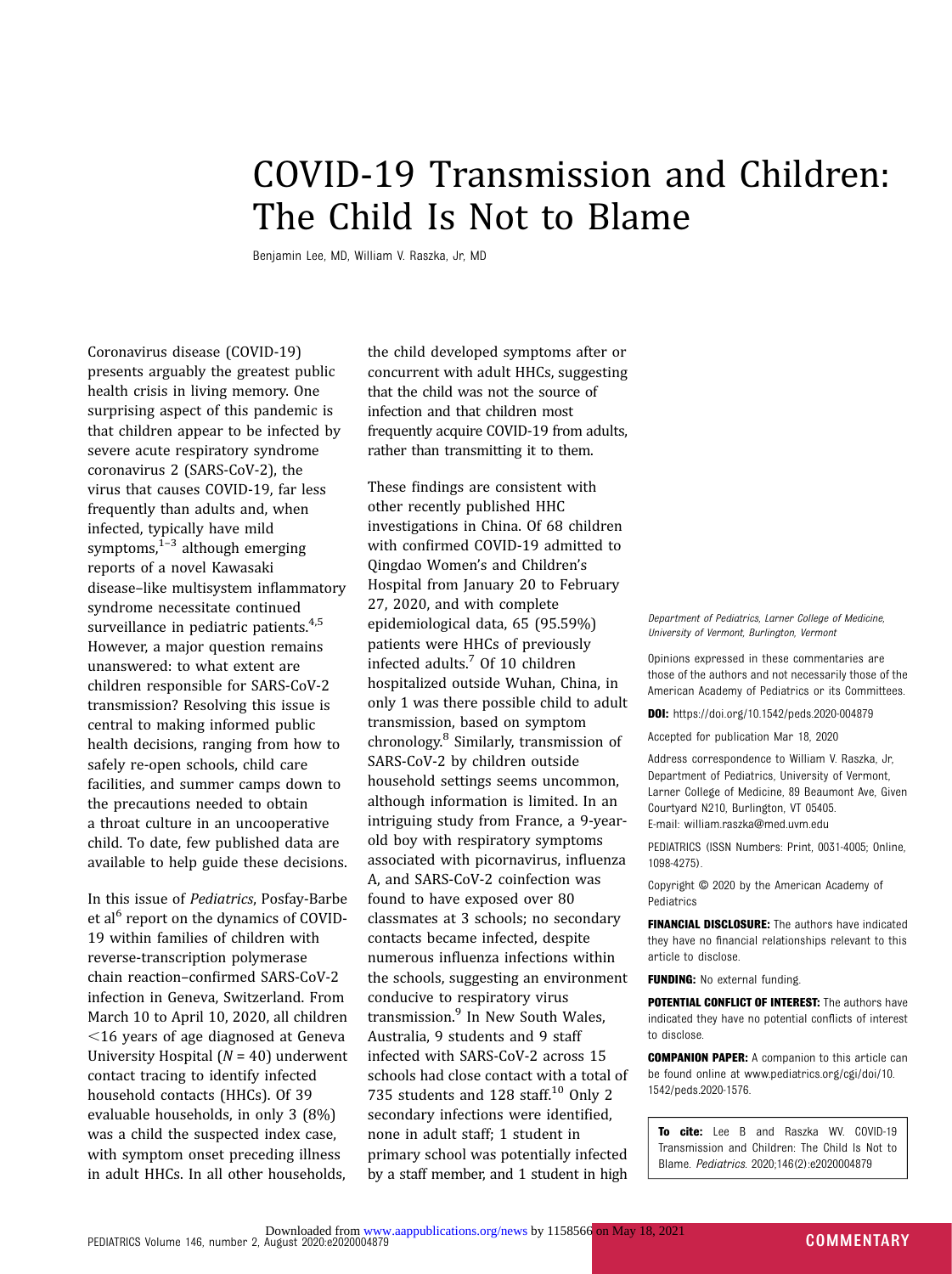# COVID-19 Transmission and Children: The Child Is Not to Blame

Benjamin Lee, MD, William V. Raszka, Jr, MD

Coronavirus disease (COVID-19) presents arguably the greatest public health crisis in living memory. One surprising aspect of this pandemic is that children appear to be infected by severe acute respiratory syndrome coronavirus 2 (SARS-CoV-2), the virus that causes COVID-19, far less frequently than adults and, when infected, typically have mild symptoms,[1–3] although emerging reports of a novel Kawasaki disease–like multisystem inflammatory syndrome necessitate continued surveillance in pediatric patients.[4,5] However, a major question remains unanswered: to what extent are children responsible for SARS-CoV-2 transmission? Resolving this issue is central to making informed public health decisions, ranging from how to safely re-open schools, child care facilities, and summer camps down to the precautions needed to obtain a throat culture in an uncooperative child. To date, few published data are available to help guide these decisions.

In this issue of *Pediatrics*, Posfay-Barbe et al[6] report on the dynamics of COVID-19 within families of children with reverse-transcription polymerase chain reaction–confirmed SARS-CoV-2 infection in Geneva, Switzerland. From March 10 to April 10, 2020, all children <16 years of age diagnosed at Geneva University Hospital ($N$ = 40) underwent contact tracing to identify infected household contacts (HHCs). Of 39 evaluable households, in only 3 (8%) was a child the suspected index case, with symptom onset preceding illness in adult HHCs. In all other households, the child developed symptoms after or concurrent with adult HHCs, suggesting that the child was not the source of infection and that children most frequently acquire COVID-19 from adults, rather than transmitting it to them.

These findings are consistent with other recently published HHC investigations in China. Of 68 children with confirmed COVID-19 admitted to Qingdao Women's and Children's Hospital from January 20 to February 27, 2020, and with complete epidemiological data, 65 (95.59%) patients were HHCs of previously infected adults.[7] Of 10 children hospitalized outside Wuhan, China, in only 1 was there possible child to adult transmission, based on symptom chronology.[8] Similarly, transmission of SARS-CoV-2 by children outside household settings seems uncommon, although information is limited. In an intriguing study from France, a 9-year-old boy with respiratory symptoms associated with picornavirus, influenza A, and SARS-CoV-2 coinfection was found to have exposed over 80 classmates at 3 schools; no secondary contacts became infected, despite numerous influenza infections within the schools, suggesting an environment conducive to respiratory virus transmission.[9] In New South Wales, Australia, 9 students and 9 staff infected with SARS-CoV-2 across 15 schools had close contact with a total of 735 students and 128 staff.[10] Only 2 secondary infections were identified, none in adult staff; 1 student in primary school was potentially infected by a staff member, and 1 student in high

*Department of Pediatrics, Larner College of Medicine, University of Vermont, Burlington, Vermont*

Opinions expressed in these commentaries are those of the authors and not necessarily those of the American Academy of Pediatrics or its Committees.

**DOI:** https://doi.org/10.1542/peds.2020-004879

Accepted for publication Mar 18, 2020

Address correspondence to William V. Raszka, Jr, Department of Pediatrics, University of Vermont, Larner College of Medicine, 89 Beaumont Ave, Given Courtyard N210, Burlington, VT 05405. E-mail: william.raszka@med.uvm.edu

PEDIATRICS (ISSN Numbers: Print, 0031-4005; Online, 1098-4275).

Copyright © 2020 by the American Academy of Pediatrics

**FINANCIAL DISCLOSURE:** The authors have indicated they have no financial relationships relevant to this article to disclose.

**FUNDING:** No external funding.

**POTENTIAL CONFLICT OF INTEREST:** The authors have indicated they have no potential conflicts of interest to disclose.

**COMPANION PAPER:** A companion to this article can be found online at www.pediatrics.org/cgi/doi/10.1542/peds.2020-1576.

**To cite:** Lee B and Raszka WV. COVID-19 Transmission and Children: The Child Is Not to Blame. *Pediatrics.* 2020;146(2):e2020004879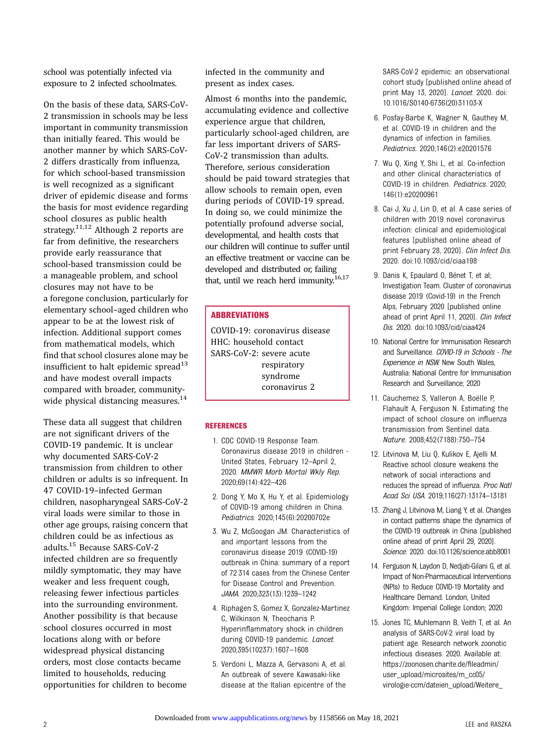school was potentially infected via exposure to 2 infected schoolmates.

On the basis of these data, SARS-CoV-2 transmission in schools may be less important in community transmission than initially feared. This would be another manner by which SARS-CoV-2 differs drastically from influenza, for which school-based transmission is well recognized as a significant driver of epidemic disease and forms the basis for most evidence regarding school closures as public health strategy.[11,12] Although 2 reports are far from definitive, the researchers provide early reassurance that school-based transmission could be a manageable problem, and school closures may not have to be a foregone conclusion, particularly for elementary school–aged children who appear to be at the lowest risk of infection. Additional support comes from mathematical models, which find that school closures alone may be insufficient to halt epidemic spread[13] and have modest overall impacts compared with broader, community-wide physical distancing measures.[14]

These data all suggest that children are not significant drivers of the COVID-19 pandemic. It is unclear why documented SARS-CoV-2 transmission from children to other children or adults is so infrequent. In 47 COVID-19–infected German children, nasopharyngeal SARS-CoV-2 viral loads were similar to those in other age groups, raising concern that children could be as infectious as adults.[15] Because SARS-CoV-2 infected children are so frequently mildly symptomatic, they may have weaker and less frequent cough, releasing fewer infectious particles into the surrounding environment. Another possibility is that because school closures occurred in most locations along with or before widespread physical distancing orders, most close contacts became limited to households, reducing opportunities for children to become infected in the community and present as index cases.

Almost 6 months into the pandemic, accumulating evidence and collective experience argue that children, particularly school-aged children, are far less important drivers of SARS-CoV-2 transmission than adults. Therefore, serious consideration should be paid toward strategies that allow schools to remain open, even during periods of COVID-19 spread. In doing so, we could minimize the potentially profound adverse social, developmental, and health costs that our children will continue to suffer until an effective treatment or vaccine can be developed and distributed or, failing that, until we reach herd immunity.[16,17]

**ABBREVIATIONS**

COVID-19: coronavirus disease
HHC: household contact
SARS-CoV-2: severe acute respiratory syndrome coronavirus 2

## REFERENCES

1. CDC COVID-19 Response Team. Coronavirus disease 2019 in children - United States, February 12–April 2, 2020. *MMWR Morb Mortal Wkly Rep.* 2020;69(14):422–426
2. Dong Y, Mo X, Hu Y, et al. Epidemiology of COVID-19 among children in China. *Pediatrics.* 2020;145(6):20200702e
3. Wu Z, McGoogan JM. Characteristics of and important lessons from the coronavirus disease 2019 (COVID-19) outbreak in China: summary of a report of 72 314 cases from the Chinese Center for Disease Control and Prevention. *JAMA.* 2020;323(13):1239–1242
4. Riphagen S, Gomez X, Gonzalez-Martinez C, Wilkinson N, Theocharis P. Hyperinflammatory shock in children during COVID-19 pandemic. *Lancet.* 2020;395(10237):1607–1608
5. Verdoni L, Mazza A, Gervasoni A, et al. An outbreak of severe Kawasaki-like disease at the Italian epicentre of the SARS-CoV-2 epidemic: an observational cohort study [published online ahead of print May 13, 2020]. *Lancet.* 2020. doi: 10.1016/S0140-6736(20)31103-X
6. Posfay-Barbe K, Wagner N, Gauthey M, et al. COVID-19 in children and the dynamics of infection in families. *Pediatrics.* 2020;146(2):e20201576
7. Wu Q, Xing Y, Shi L, et al. Co-infection and other clinical characteristics of COVID-19 in children. *Pediatrics.* 2020; 146(1):e20200961
8. Cai J, Xu J, Lin D, et al. A case series of children with 2019 novel coronavirus infection: clinical and epidemiological features [published online ahead of print February 28, 2020]. *Clin Infect Dis.* 2020. doi:10.1093/cid/ciaa198
9. Danis K, Epaulard O, Bénet T, et al; Investigation Team. Cluster of coronavirus disease 2019 (Covid-19) in the French Alps, February 2020 [published online ahead of print April 11, 2020]. *Clin Infect Dis.* 2020. doi:10.1093/cid/ciaa424
10. National Centre for Immunisation Research and Surveillance. *COVID-19 in Schools - The Experience in NSW.* New South Wales, Australia: National Centre for Immunisation Research and Surveillance; 2020
11. Cauchemez S, Valleron A, Boëlle P, Flahault A, Ferguson N. Estimating the impact of school closure on influenza transmission from Sentinel data. *Nature.* 2008;452(7188):750–754
12. Litvinova M, Liu Q, Kulikov E, Ajelli M. Reactive school closure weakens the network of social interactions and reduces the spread of influenza. *Proc Natl Acad Sci USA.* 2019;116(27):13174–13181
13. Zhang J, Litvinova M, Liang Y, et al. Changes in contact patterns shape the dynamics of the COVID-19 outbreak in China [published online ahead of print April 29, 2020]. *Science.* 2020. doi:10.1126/science.abb8001
14. Ferguson N, Laydon D, Nedjati-Gilani G, et al. Impact of Non-Pharmaceutical Interventions (NPIs) to Reduce COVID-19 Mortality and Healthcare Demand. London, United Kingdom: Imperial College London; 2020
15. Jones TC, Muhlemann B, Veith T, et al. An analysis of SARS-CoV-2 viral load by patient age. Research network zoonotic infectious diseases. 2020. Available at: https://zoonosen.charite.de/fileadmin/user_upload/microsites/m_cc05/virologie-ccm/dateien_upload/Weitere_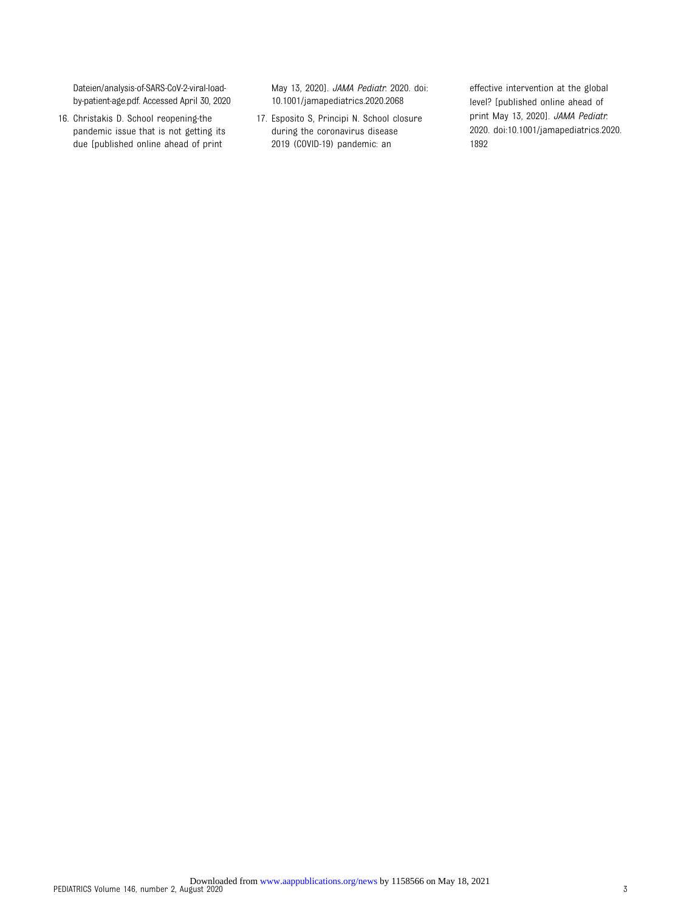Dateien/analysis-of-SARS-CoV-2-viral-load-by-patient-age.pdf. Accessed April 30, 2020

16. Christakis D. School reopening-the pandemic issue that is not getting its due [published online ahead of print May 13, 2020]. *JAMA Pediatr.* 2020. doi: 10.1001/jamapediatrics.2020.2068
17. Esposito S, Principi N. School closure during the coronavirus disease 2019 (COVID-19) pandemic: an effective intervention at the global level? [published online ahead of print May 13, 2020]. *JAMA Pediatr.* 2020. doi:10.1001/jamapediatrics.2020.1892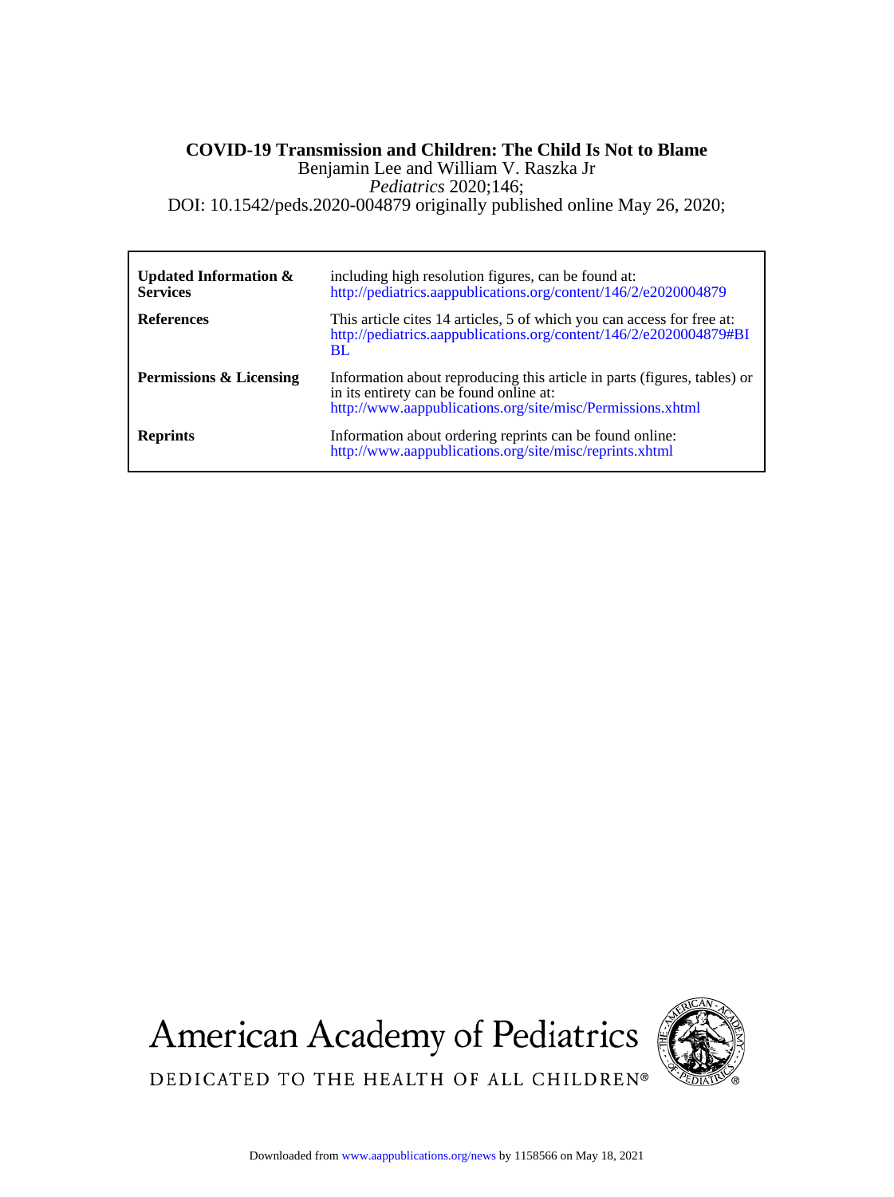**COVID-19 Transmission and Children: The Child Is Not to Blame**

Benjamin Lee and William V. Raszka Jr

*Pediatrics* 2020;146;

DOI: 10.1542/peds.2020-004879 originally published online May 26, 2020;

| | |
|---|---|
| **Updated Information & Services** | including high resolution figures, can be found at: http://pediatrics.aappublications.org/content/146/2/e2020004879 |
| **References** | This article cites 14 articles, 5 of which you can access for free at: http://pediatrics.aappublications.org/content/146/2/e2020004879#BIBL |
| **Permissions & Licensing** | Information about reproducing this article in parts (figures, tables) or in its entirety can be found online at: http://www.aappublications.org/site/misc/Permissions.xhtml |
| **Reprints** | Information about ordering reprints can be found online: http://www.aappublications.org/site/misc/reprints.xhtml |

American Academy of Pediatrics

DEDICATED TO THE HEALTH OF ALL CHILDREN®

Downloaded from www.aappublications.org/news by 1158566 on May 18, 2021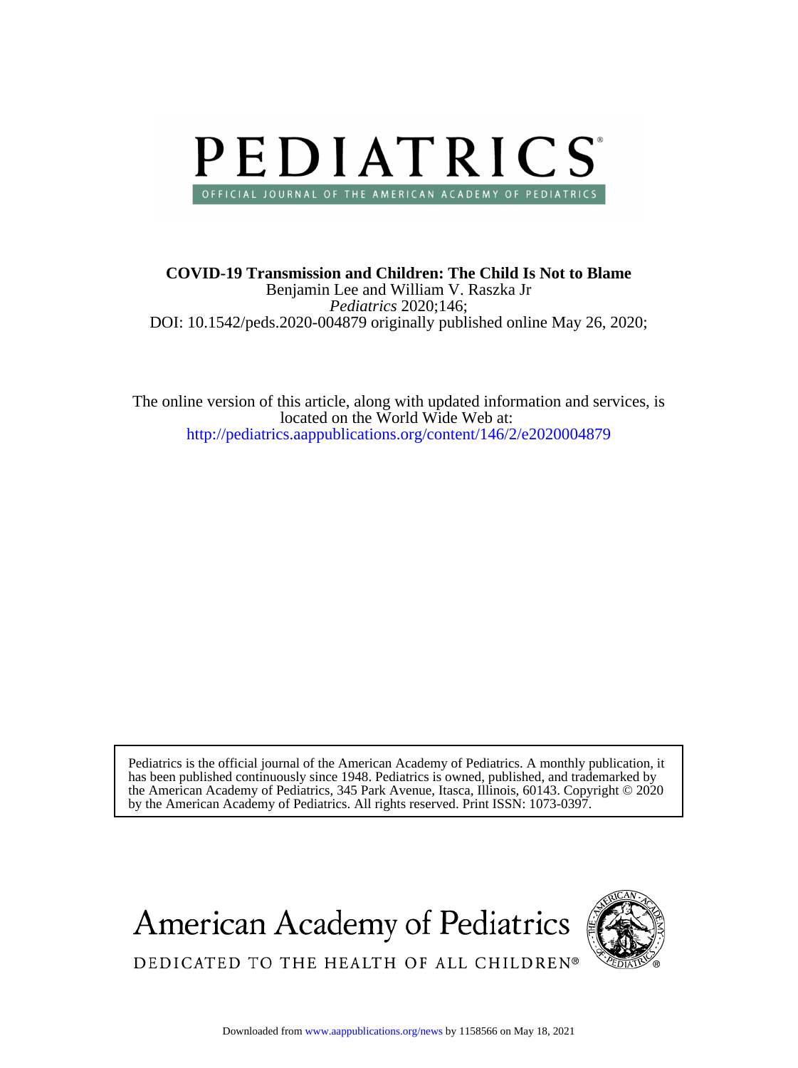# PEDIATRICS

OFFICIAL JOURNAL OF THE AMERICAN ACADEMY OF PEDIATRICS

**COVID-19 Transmission and Children: The Child Is Not to Blame**

Benjamin Lee and William V. Raszka Jr

*Pediatrics* 2020;146;

DOI: 10.1542/peds.2020-004879 originally published online May 26, 2020;

The online version of this article, along with updated information and services, is located on the World Wide Web at:

http://pediatrics.aappublications.org/content/146/2/e2020004879

Pediatrics is the official journal of the American Academy of Pediatrics. A monthly publication, it has been published continuously since 1948. Pediatrics is owned, published, and trademarked by the American Academy of Pediatrics, 345 Park Avenue, Itasca, Illinois, 60143. Copyright © 2020 by the American Academy of Pediatrics. All rights reserved. Print ISSN: 1073-0397.

American Academy of Pediatrics

DEDICATED TO THE HEALTH OF ALL CHILDREN®